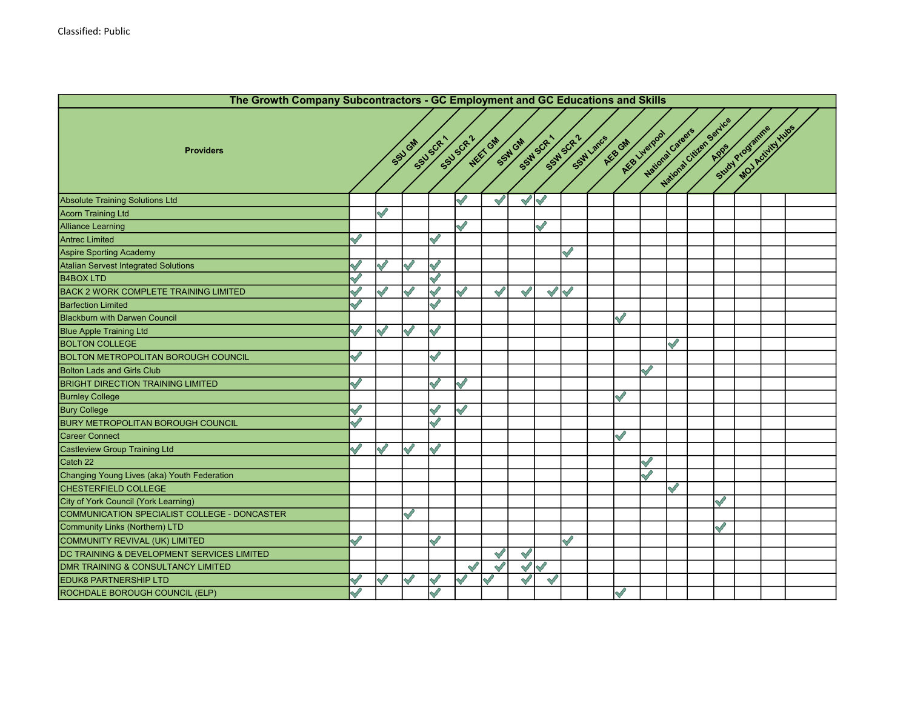Classified: Public

| The Growth Company Subcontractors - GC Employment and GC Educations and Skills | | | | | | | | | | | | | | | |
|---|---|---|---|---|---|---|---|---|---|---|---|---|---|---|---|
| **Providers** | SSU GM | SSU SCR 1 | SSU SCR 2 | NEET GM | SSW GM | SSW SCR 1 | SSW SCR 2 | SSW Lancs | AEB GM | AEB Liverpool | National Careers | National Citizen Service | Apps | Study Programme | MOJ Activity Hubs |
| Absolute Training Solutions Ltd | | | | | ✓ | ✓ | ✓ | ✓ | | | | | | | |
| Acorn Training Ltd | | ✓ | | | | | | | | | | | | | |
| Alliance Learning | | | | | ✓ | | | ✓ | | | | | | | |
| Antrec Limited | ✓ | | | ✓ | | | | | | | | | | | |
| Aspire Sporting Academy | | | | | | | | | ✓ | | | | | | |
| Atalian Servest Integrated Solutions | ✓ | ✓ | ✓ | ✓ | | | | | | | | | | | |
| B4BOX LTD | ✓ | | | ✓ | | | | | | | | | | | |
| BACK 2 WORK COMPLETE TRAINING LIMITED | ✓ | ✓ | ✓ | ✓ | ✓ | ✓ | ✓ | ✓ | ✓ | | | | | | |
| Barfection Limited | ✓ | | | ✓ | | | | | | | | | | | |
| Blackburn with Darwen Council | | | | | | | | | | | ✓ | | | | |
| Blue Apple Training Ltd | ✓ | ✓ | ✓ | ✓ | | | | | | | | | | | |
| BOLTON COLLEGE | | | | | | | | | | | | | ✓ | | |
| BOLTON METROPOLITAN BOROUGH COUNCIL | ✓ | | | ✓ | | | | | | | | | | | |
| Bolton Lads and Girls Club | | | | | | | | | | | | ✓ | | | |
| BRIGHT DIRECTION TRAINING LIMITED | ✓ | | | ✓ | ✓ | | | | | | | | | | |
| Burnley College | | | | | | | | | | | ✓ | | | | |
| Bury College | ✓ | | | ✓ | ✓ | | | | | | | | | | |
| BURY METROPOLITAN BOROUGH COUNCIL | ✓ | | | ✓ | | | | | | | | | | | |
| Career Connect | | | | | | | | | | | ✓ | | | | |
| Castleview Group Training Ltd | ✓ | ✓ | ✓ | ✓ | | | | | | | | | | | |
| Catch 22 | | | | | | | | | | | | ✓ | | | |
| Changing Young Lives (aka) Youth Federation | | | | | | | | | | | | ✓ | | | |
| CHESTERFIELD COLLEGE | | | | | | | | | | | | | ✓ | | |
| City of York Council (York Learning) | | | | | | | | | | | | | | | ✓ |
| COMMUNICATION SPECIALIST COLLEGE - DONCASTER | | | ✓ | | | | | | | | | | | | |
| Community Links (Northern) LTD | | | | | | | | | | | | | | | ✓ |
| COMMUNITY REVIVAL (UK) LIMITED | ✓ | | | ✓ | | | | | ✓ | | | | | | |
| DC TRAINING & DEVELOPMENT SERVICES LIMITED | | | | | | ✓ | ✓ | | | | | | | | |
| DMR TRAINING & CONSULTANCY LIMITED | | | | | ✓ | ✓ | ✓ | ✓ | | | | | | | |
| EDUK8 PARTNERSHIP LTD | ✓ | ✓ | ✓ | ✓ | ✓ | ✓ | ✓ | ✓ | | | | | | | |
| ROCHDALE BOROUGH COUNCIL (ELP) | ✓ | | | ✓ | | | | | | | ✓ | | | | |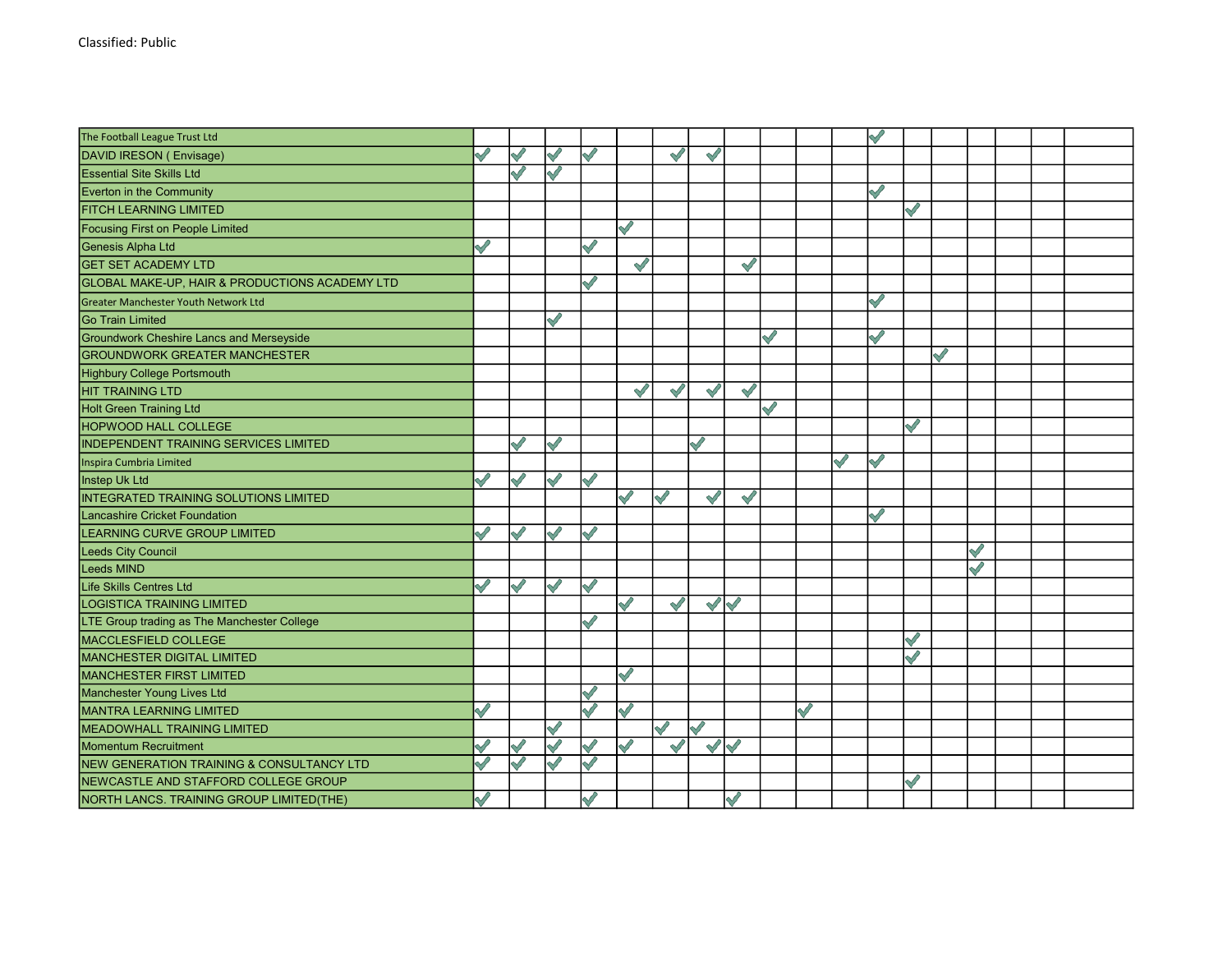| | | | | | | | | | | | | | | | | | | |
|---|---|---|---|---|---|---|---|---|---|---|---|---|---|---|---|---|---|---|
| The Football League Trust Ltd | | | | | | | | | | | | ✓ | | | | | | |
| DAVID IRESON ( Envisage) | ✓ | ✓ | ✓ | ✓ | | ✓ | ✓ | | | | | | | | | | | |
| Essential Site Skills Ltd | | ✓ | ✓ | | | | | | | | | | | | | | | |
| Everton in the Community | | | | | | | | | | | | ✓ | | | | | | |
| FITCH LEARNING LIMITED | | | | | | | | | | | | | ✓ | | | | | |
| Focusing First on People Limited | | | | | ✓ | | | | | | | | | | | | | |
| Genesis Alpha Ltd | ✓ | | | ✓ | | | | | | | | | | | | | | |
| GET SET ACADEMY LTD | | | | | ✓ | | | ✓ | | | | | | | | | | |
| GLOBAL MAKE-UP, HAIR & PRODUCTIONS ACADEMY LTD | | | | ✓ | | | | | | | | | | | | | | |
| Greater Manchester Youth Network Ltd | | | | | | | | | | | | ✓ | | | | | | |
| Go Train Limited | | | ✓ | | | | | | | | | | | | | | | |
| Groundwork Cheshire Lancs and Merseyside | | | | | | | | | ✓ | | | ✓ | | | | | | |
| GROUNDWORK GREATER MANCHESTER | | | | | | | | | | | | | | ✓ | | | | |
| Highbury College Portsmouth | | | | | | | | | | | | | | | | | | |
| HIT TRAINING LTD | | | | | ✓ | ✓ | ✓ | ✓ | | | | | | | | | | |
| Holt Green Training Ltd | | | | | | | | | ✓ | | | | | | | | | |
| HOPWOOD HALL COLLEGE | | | | | | | | | | | | | ✓ | | | | | |
| INDEPENDENT TRAINING SERVICES LIMITED | | ✓ | ✓ | | | | ✓ | | | | | | | | | | | |
| Inspira Cumbria Limited | | | | | | | | | | | ✓ | ✓ | | | | | | |
| Instep Uk Ltd | ✓ | ✓ | ✓ | ✓ | | | | | | | | | | | | | | |
| INTEGRATED TRAINING SOLUTIONS LIMITED | | | | | ✓ | ✓ | ✓ | ✓ | | | | | | | | | | |
| Lancashire Cricket Foundation | | | | | | | | | | | | ✓ | | | | | | |
| LEARNING CURVE GROUP LIMITED | ✓ | ✓ | ✓ | ✓ | | | | | | | | | | | | | | |
| Leeds City Council | | | | | | | | | | | | | | | ✓ | | | |
| Leeds MIND | | | | | | | | | | | | | | | ✓ | | | |
| Life Skills Centres Ltd | ✓ | ✓ | ✓ | ✓ | | | | | | | | | | | | | | |
| LOGISTICA TRAINING LIMITED | | | | | ✓ | ✓ | ✓ | ✓ | | | | | | | | | | |
| LTE Group trading as The Manchester College | | | | ✓ | | | | | | | | | | | | | | |
| MACCLESFIELD COLLEGE | | | | | | | | | | | | | ✓ | | | | | |
| MANCHESTER DIGITAL LIMITED | | | | | | | | | | | | | ✓ | | | | | |
| MANCHESTER FIRST LIMITED | | | | | ✓ | | | | | | | | | | | | | |
| Manchester Young Lives Ltd | | | | ✓ | | | | | | | | | | | | | | |
| MANTRA LEARNING LIMITED | ✓ | | | ✓ | ✓ | | | | | ✓ | | | | | | | | |
| MEADOWHALL TRAINING LIMITED | | | ✓ | | | ✓ | ✓ | | | | | | | | | | | |
| Momentum Recruitment | ✓ | ✓ | ✓ | ✓ | ✓ | ✓ | ✓ | ✓ | | | | | | | | | | |
| NEW GENERATION TRAINING & CONSULTANCY LTD | ✓ | ✓ | ✓ | ✓ | | | | | | | | | | | | | | |
| NEWCASTLE AND STAFFORD COLLEGE GROUP | | | | | | | | | | | | | ✓ | | | | | |
| NORTH LANCS. TRAINING GROUP LIMITED(THE) | ✓ | | | ✓ | | | | ✓ | | | | | | | | | | |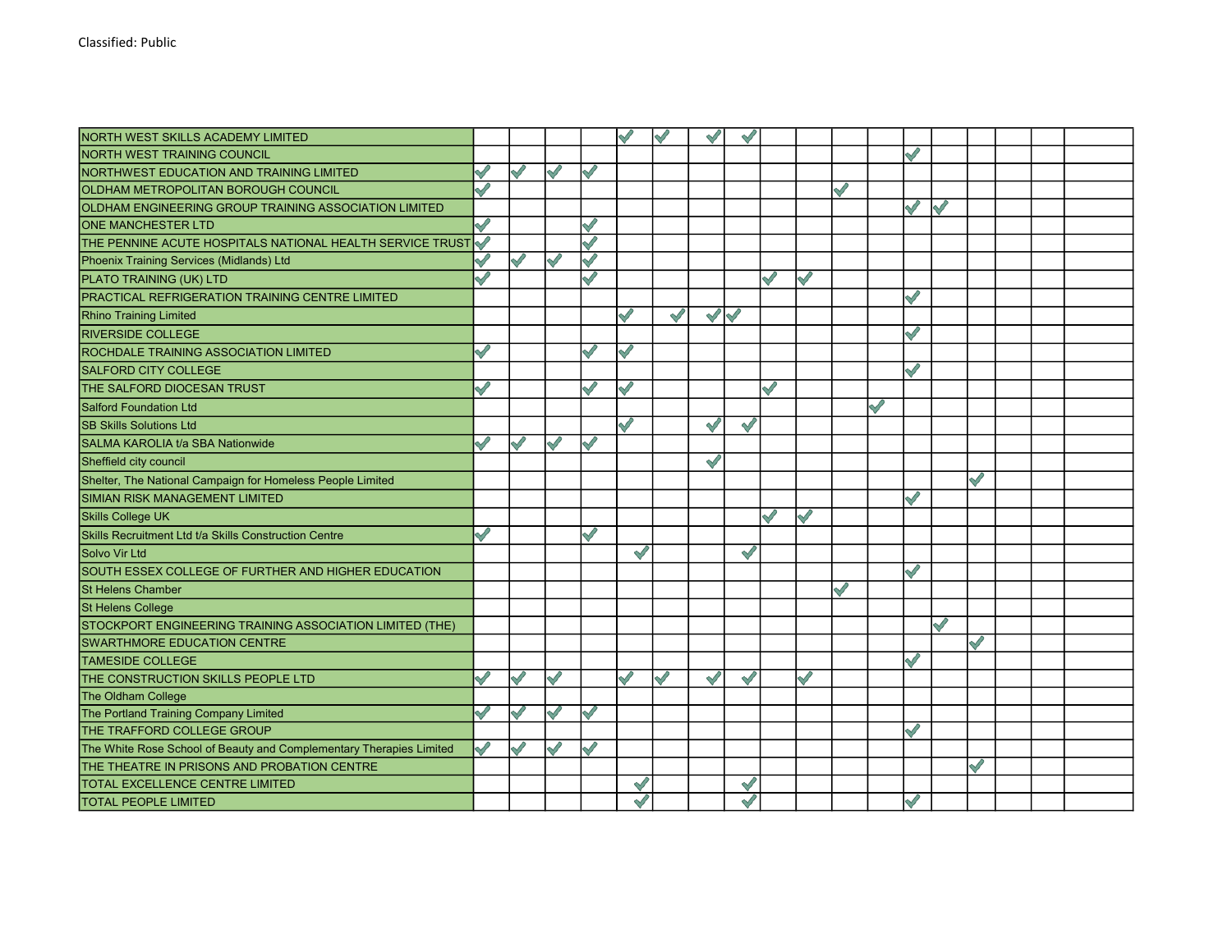| | | | | | | | | | | | | | | | | | | |
|---|---|---|---|---|---|---|---|---|---|---|---|---|---|---|---|---|---|---|
| NORTH WEST SKILLS ACADEMY LIMITED | | | | | ✓ | ✓ | ✓ | ✓ | | | | | | | | | | |
| NORTH WEST TRAINING COUNCIL | | | | | | | | | | | | | ✓ | | | | | |
| NORTHWEST EDUCATION AND TRAINING LIMITED | ✓ | ✓ | ✓ | ✓ | | | | | | | | | | | | | | |
| OLDHAM METROPOLITAN BOROUGH COUNCIL | ✓ | | | | | | | | | | ✓ | | | | | | | |
| OLDHAM ENGINEERING GROUP TRAINING ASSOCIATION LIMITED | | | | | | | | | | | | | ✓ | ✓ | | | | |
| ONE MANCHESTER LTD | ✓ | | | ✓ | | | | | | | | | | | | | | |
| THE PENNINE ACUTE HOSPITALS NATIONAL HEALTH SERVICE TRUST | ✓ | | | ✓ | | | | | | | | | | | | | | |
| Phoenix Training Services (Midlands) Ltd | ✓ | ✓ | ✓ | ✓ | | | | | | | | | | | | | | |
| PLATO TRAINING (UK) LTD | ✓ | | | ✓ | | | | | ✓ | ✓ | | | | | | | | |
| PRACTICAL REFRIGERATION TRAINING CENTRE LIMITED | | | | | | | | | | | | | ✓ | | | | | |
| Rhino Training Limited | | | | | ✓ | ✓ | ✓ | ✓ | | | | | | | | | | |
| RIVERSIDE COLLEGE | | | | | | | | | | | | | ✓ | | | | | |
| ROCHDALE TRAINING ASSOCIATION LIMITED | ✓ | | | ✓ | ✓ | | | | | | | | | | | | | |
| SALFORD CITY COLLEGE | | | | | | | | | | | | | ✓ | | | | | |
| THE SALFORD DIOCESAN TRUST | ✓ | | | ✓ | ✓ | | | | ✓ | | | | | | | | | |
| Salford Foundation Ltd | | | | | | | | | | | | ✓ | | | | | | |
| SB Skills Solutions Ltd | | | | | ✓ | | ✓ | ✓ | | | | | | | | | | |
| SALMA KAROLIA t/a SBA Nationwide | ✓ | ✓ | ✓ | ✓ | | | | | | | | | | | | | | |
| Sheffield city council | | | | | | | ✓ | | | | | | | | | | | |
| Shelter, The National Campaign for Homeless People Limited | | | | | | | | | | | | | | | ✓ | | | |
| SIMIAN RISK MANAGEMENT LIMITED | | | | | | | | | | | | | ✓ | | | | | |
| Skills College UK | | | | | | | | | ✓ | ✓ | | | | | | | | |
| Skills Recruitment Ltd t/a Skills Construction Centre | ✓ | | | ✓ | | | | | | | | | | | | | | |
| Solvo Vir Ltd | | | | | ✓ | | | ✓ | | | | | | | | | | |
| SOUTH ESSEX COLLEGE OF FURTHER AND HIGHER EDUCATION | | | | | | | | | | | | | ✓ | | | | | |
| St Helens Chamber | | | | | | | | | | | ✓ | | | | | | | |
| St Helens College | | | | | | | | | | | | | | | | | | |
| STOCKPORT ENGINEERING TRAINING ASSOCIATION LIMITED (THE) | | | | | | | | | | | | | | ✓ | | | | |
| SWARTHMORE EDUCATION CENTRE | | | | | | | | | | | | | | | ✓ | | | |
| TAMESIDE COLLEGE | | | | | | | | | | | | | ✓ | | | | | |
| THE CONSTRUCTION SKILLS PEOPLE LTD | ✓ | ✓ | ✓ | | ✓ | ✓ | ✓ | ✓ | | ✓ | | | | | | | | |
| The Oldham College | | | | | | | | | | | | | | | | | | |
| The Portland Training Company Limited | ✓ | ✓ | ✓ | ✓ | | | | | | | | | | | | | | |
| THE TRAFFORD COLLEGE GROUP | | | | | | | | | | | | | ✓ | | | | | |
| The White Rose School of Beauty and Complementary Therapies Limited | ✓ | ✓ | ✓ | ✓ | | | | | | | | | | | | | | |
| THE THEATRE IN PRISONS AND PROBATION CENTRE | | | | | | | | | | | | | | | ✓ | | | |
| TOTAL EXCELLENCE CENTRE LIMITED | | | | | ✓ | | | ✓ | | | | | | | | | | |
| TOTAL PEOPLE LIMITED | | | | | ✓ | | | ✓ | | | | | ✓ | | | | | |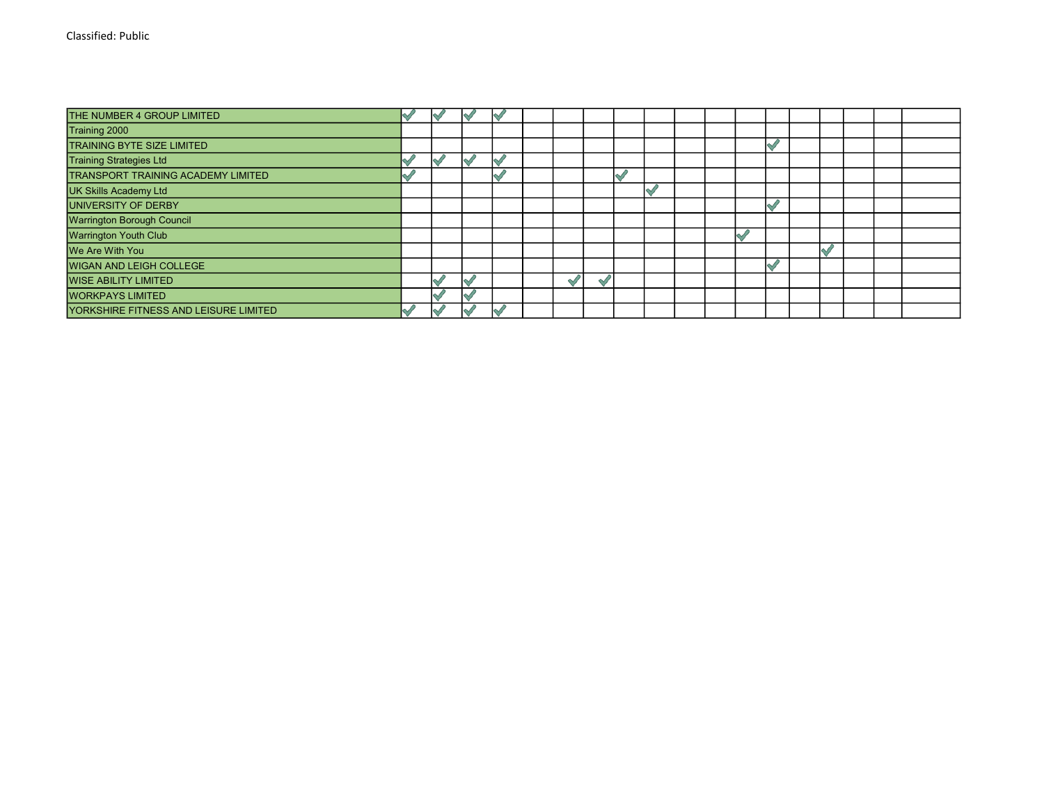| | | | | | | | | | | | | | | | | | | |
|---|---|---|---|---|---|---|---|---|---|---|---|---|---|---|---|---|---|---|
| THE NUMBER 4 GROUP LIMITED | ✓ | ✓ | ✓ | ✓ | | | | | | | | | | | | | | |
| Training 2000 | | | | | | | | | | | | | | | | | | |
| TRAINING BYTE SIZE LIMITED | | | | | | | | | | | | | ✓ | | | | | |
| Training Strategies Ltd | ✓ | ✓ | ✓ | ✓ | | | | | | | | | | | | | | |
| TRANSPORT TRAINING ACADEMY LIMITED | ✓ | | | ✓ | | | | ✓ | | | | | | | | | | |
| UK Skills Academy Ltd | | | | | | | | | ✓ | | | | | | | | | |
| UNIVERSITY OF DERBY | | | | | | | | | | | | | ✓ | | | | | |
| Warrington Borough Council | | | | | | | | | | | | | | | | | | |
| Warrington Youth Club | | | | | | | | | | | | ✓ | | | | | | |
| We Are With You | | | | | | | | | | | | | | | ✓ | | | |
| WIGAN AND LEIGH COLLEGE | | | | | | | | | | | | | ✓ | | | | | |
| WISE ABILITY LIMITED | | ✓ | ✓ | | | ✓ | ✓ | | | | | | | | | | | |
| WORKPAYS LIMITED | | ✓ | ✓ | | | | | | | | | | | | | | | |
| YORKSHIRE FITNESS AND LEISURE LIMITED | ✓ | ✓ | ✓ | ✓ | | | | | | | | | | | | | | |